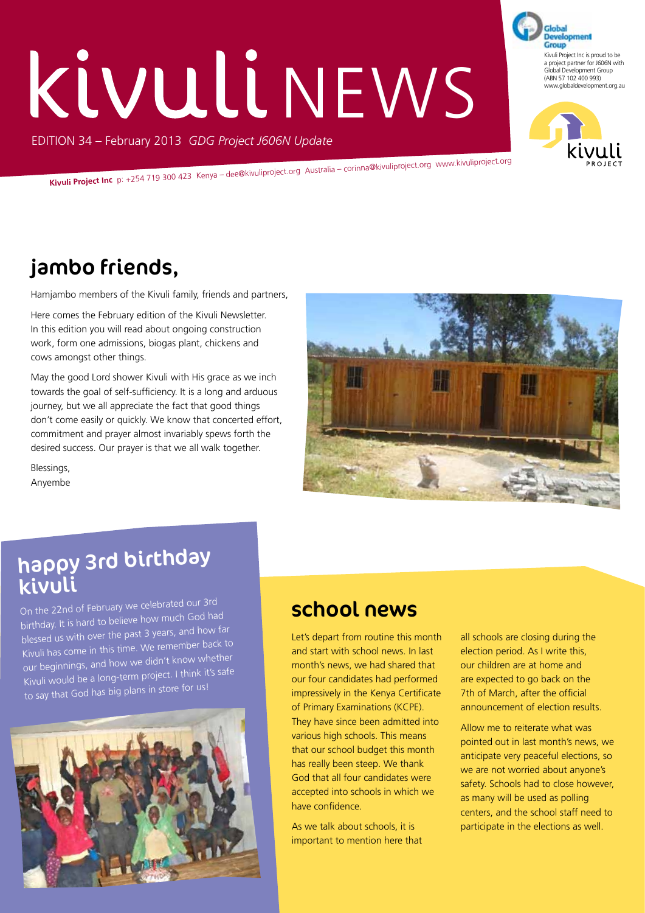# kivuli NEWS

EDITION 34 – February 2013 *GDG Project J606N Update*

Global Development Group

Kivuli Project Inc is proud to be a project partner for J606N with Global Development Group (ABN 57 102 400 993) www.globaldevelopment.org.au

**Kivuli Project Inc** p: +254 719 300 423 Kenya – dee@kivuliproject.org Australia – corinna@kivuliproject.org www.kivuliproject.org

## jambo friends,

Hamjambo members of the Kivuli family, friends and partners,

Here comes the February edition of the Kivuli Newsletter. In this edition you will read about ongoing construction work, form one admissions, biogas plant, chickens and cows amongst other things.

May the good Lord shower Kivuli with His grace as we inch towards the goal of self-sufficiency. It is a long and arduous journey, but we all appreciate the fact that good things don't come easily or quickly. We know that concerted effort, commitment and prayer almost invariably spews forth the desired success. Our prayer is that we all walk together.

Blessings,
Anyembe

## happy 3rd birthday kivuli

On the 22nd of February we celebrated our 3rd birthday. It is hard to believe how much God had blessed us with over the past 3 years, and how far Kivuli has come in this time. We remember back to our beginnings, and how we didn't know whether Kivuli would be a long-term project. I think it's safe to say that God has big plans in store for us!

## school news

Let's depart from routine this month and start with school news. In last month's news, we had shared that our four candidates had performed impressively in the Kenya Certificate of Primary Examinations (KCPE). They have since been admitted into various high schools. This means that our school budget this month has really been steep. We thank God that all four candidates were accepted into schools in which we have confidence.

As we talk about schools, it is important to mention here that all schools are closing during the election period. As I write this, our children are at home and are expected to go back on the 7th of March, after the official announcement of election results.

Allow me to reiterate what was pointed out in last month's news, we anticipate very peaceful elections, so we are not worried about anyone's safety. Schools had to close however, as many will be used as polling centers, and the school staff need to participate in the elections as well.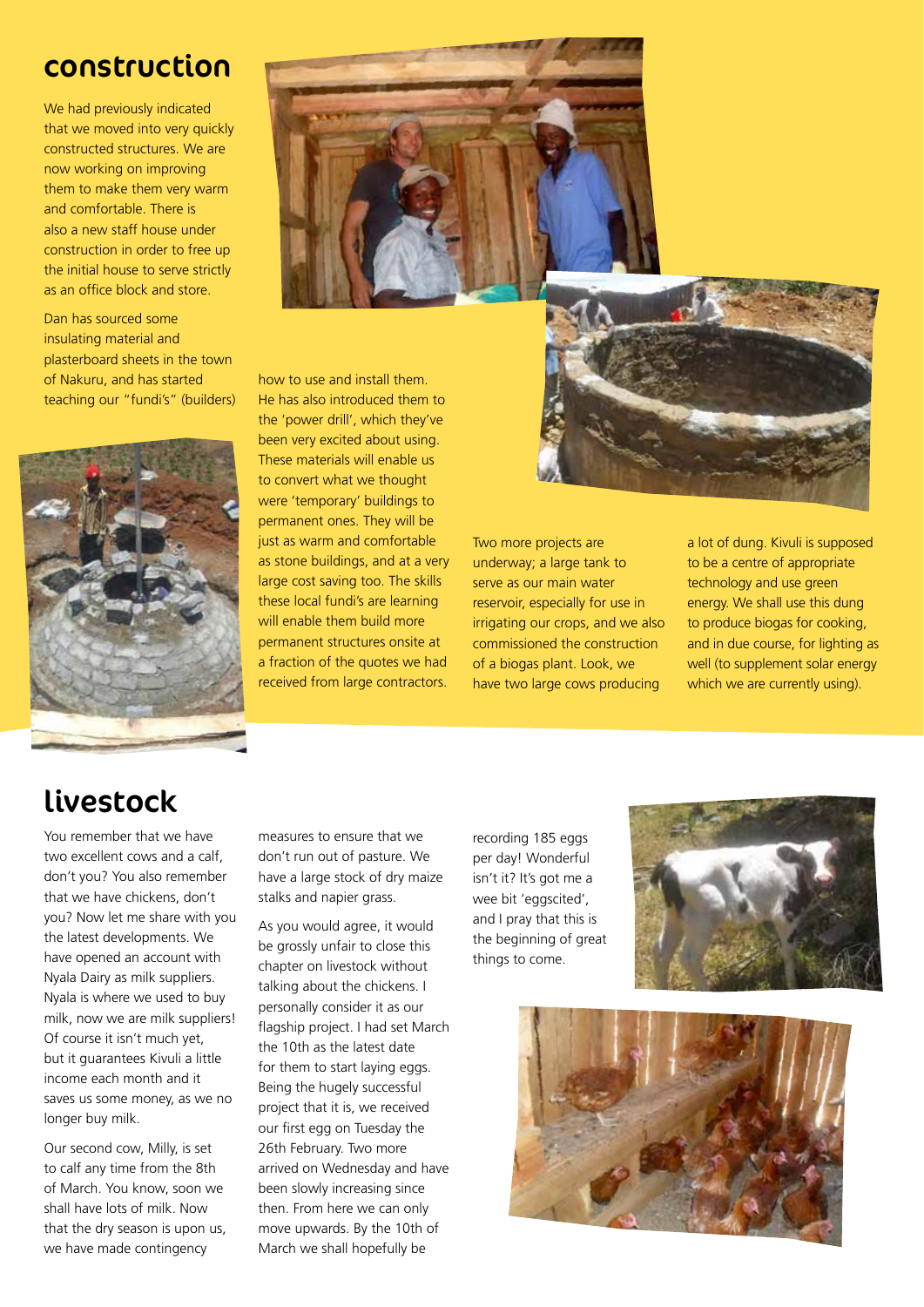## construction

We had previously indicated that we moved into very quickly constructed structures. We are now working on improving them to make them very warm and comfortable. There is also a new staff house under construction in order to free up the initial house to serve strictly as an office block and store.

Dan has sourced some insulating material and plasterboard sheets in the town of Nakuru, and has started teaching our "fundi's" (builders) how to use and install them. He has also introduced them to the 'power drill', which they've been very excited about using. These materials will enable us to convert what we thought were 'temporary' buildings to permanent ones. They will be just as warm and comfortable as stone buildings, and at a very large cost saving too. The skills these local fundi's are learning will enable them build more permanent structures onsite at a fraction of the quotes we had received from large contractors.

Two more projects are underway; a large tank to serve as our main water reservoir, especially for use in irrigating our crops, and we also commissioned the construction of a biogas plant. Look, we have two large cows producing a lot of dung. Kivuli is supposed to be a centre of appropriate technology and use green energy. We shall use this dung to produce biogas for cooking, and in due course, for lighting as well (to supplement solar energy which we are currently using).

## livestock

You remember that we have two excellent cows and a calf, don't you? You also remember that we have chickens, don't you? Now let me share with you the latest developments. We have opened an account with Nyala Dairy as milk suppliers. Nyala is where we used to buy milk, now we are milk suppliers! Of course it isn't much yet, but it guarantees Kivuli a little income each month and it saves us some money, as we no longer buy milk.

Our second cow, Milly, is set to calf any time from the 8th of March. You know, soon we shall have lots of milk. Now that the dry season is upon us, we have made contingency measures to ensure that we don't run out of pasture. We have a large stock of dry maize stalks and napier grass.

As you would agree, it would be grossly unfair to close this chapter on livestock without talking about the chickens. I personally consider it as our flagship project. I had set March the 10th as the latest date for them to start laying eggs. Being the hugely successful project that it is, we received our first egg on Tuesday the 26th February. Two more arrived on Wednesday and have been slowly increasing since then. From here we can only move upwards. By the 10th of March we shall hopefully be recording 185 eggs per day! Wonderful isn't it? It's got me a wee bit 'eggscited', and I pray that this is the beginning of great things to come.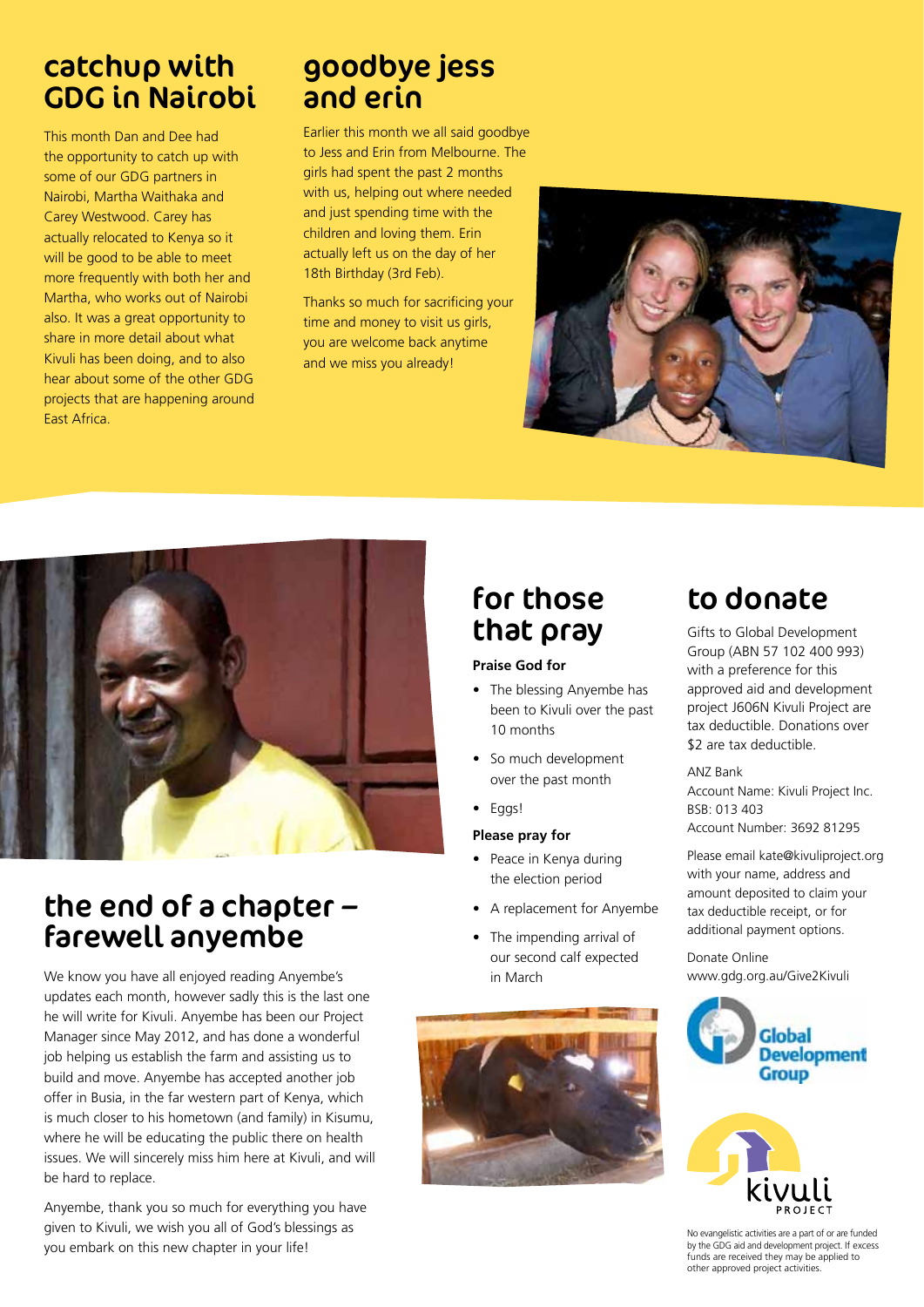## catchup with GDG in Nairobi

This month Dan and Dee had the opportunity to catch up with some of our GDG partners in Nairobi, Martha Waithaka and Carey Westwood. Carey has actually relocated to Kenya so it will be good to be able to meet more frequently with both her and Martha, who works out of Nairobi also. It was a great opportunity to share in more detail about what Kivuli has been doing, and to also hear about some of the other GDG projects that are happening around East Africa.

## goodbye jess and erin

Earlier this month we all said goodbye to Jess and Erin from Melbourne. The girls had spent the past 2 months with us, helping out where needed and just spending time with the children and loving them. Erin actually left us on the day of her 18th Birthday (3rd Feb).

Thanks so much for sacrificing your time and money to visit us girls, you are welcome back anytime and we miss you already!

## the end of a chapter – farewell anyembe

We know you have all enjoyed reading Anyembe's updates each month, however sadly this is the last one he will write for Kivuli. Anyembe has been our Project Manager since May 2012, and has done a wonderful job helping us establish the farm and assisting us to build and move. Anyembe has accepted another job offer in Busia, in the far western part of Kenya, which is much closer to his hometown (and family) in Kisumu, where he will be educating the public there on health issues. We will sincerely miss him here at Kivuli, and will be hard to replace.

Anyembe, thank you so much for everything you have given to Kivuli, we wish you all of God's blessings as you embark on this new chapter in your life!

## for those that pray

**Praise God for**

- The blessing Anyembe has been to Kivuli over the past 10 months
- So much development over the past month
- Eggs!

**Please pray for**

- Peace in Kenya during the election period
- A replacement for Anyembe
- The impending arrival of our second calf expected in March

## to donate

Gifts to Global Development Group (ABN 57 102 400 993) with a preference for this approved aid and development project J606N Kivuli Project are tax deductible. Donations over $2 are tax deductible.

ANZ Bank
Account Name: Kivuli Project Inc.
BSB: 013 403
Account Number: 3692 81295

Please email kate@kivuliproject.org with your name, address and amount deposited to claim your tax deductible receipt, or for additional payment options.

Donate Online
www.gdg.org.au/Give2Kivuli

Global Development Group

kivuli PROJECT

No evangelistic activities are a part of or are funded by the GDG aid and development project. If excess funds are received they may be applied to other approved project activities.